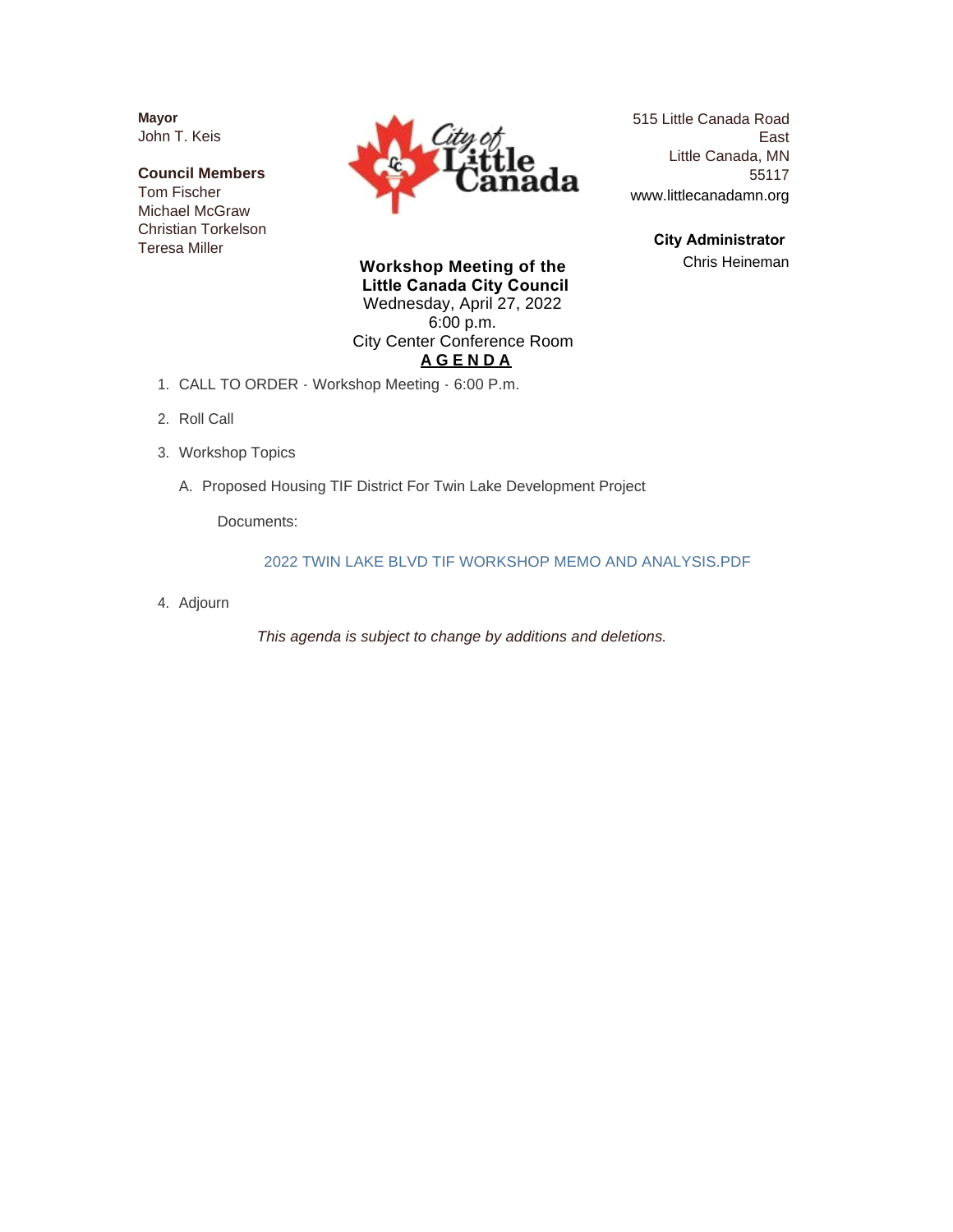**Mayor**
John T. Keis

**Council Members**
Tom Fischer
Michael McGraw
Christian Torkelson
Teresa Miller

515 Little Canada Road East
Little Canada, MN 55117
www.littlecanadamn.org

**City Administrator**
Chris Heineman

**Workshop Meeting of the Little Canada City Council**
Wednesday, April 27, 2022
6:00 p.m.
City Center Conference Room

**AGENDA**

1. CALL TO ORDER - Workshop Meeting - 6:00 P.m.
2. Roll Call
3. Workshop Topics
   A. Proposed Housing TIF District For Twin Lake Development Project

      Documents:

      2022 TWIN LAKE BLVD TIF WORKSHOP MEMO AND ANALYSIS.PDF
4. Adjourn

*This agenda is subject to change by additions and deletions.*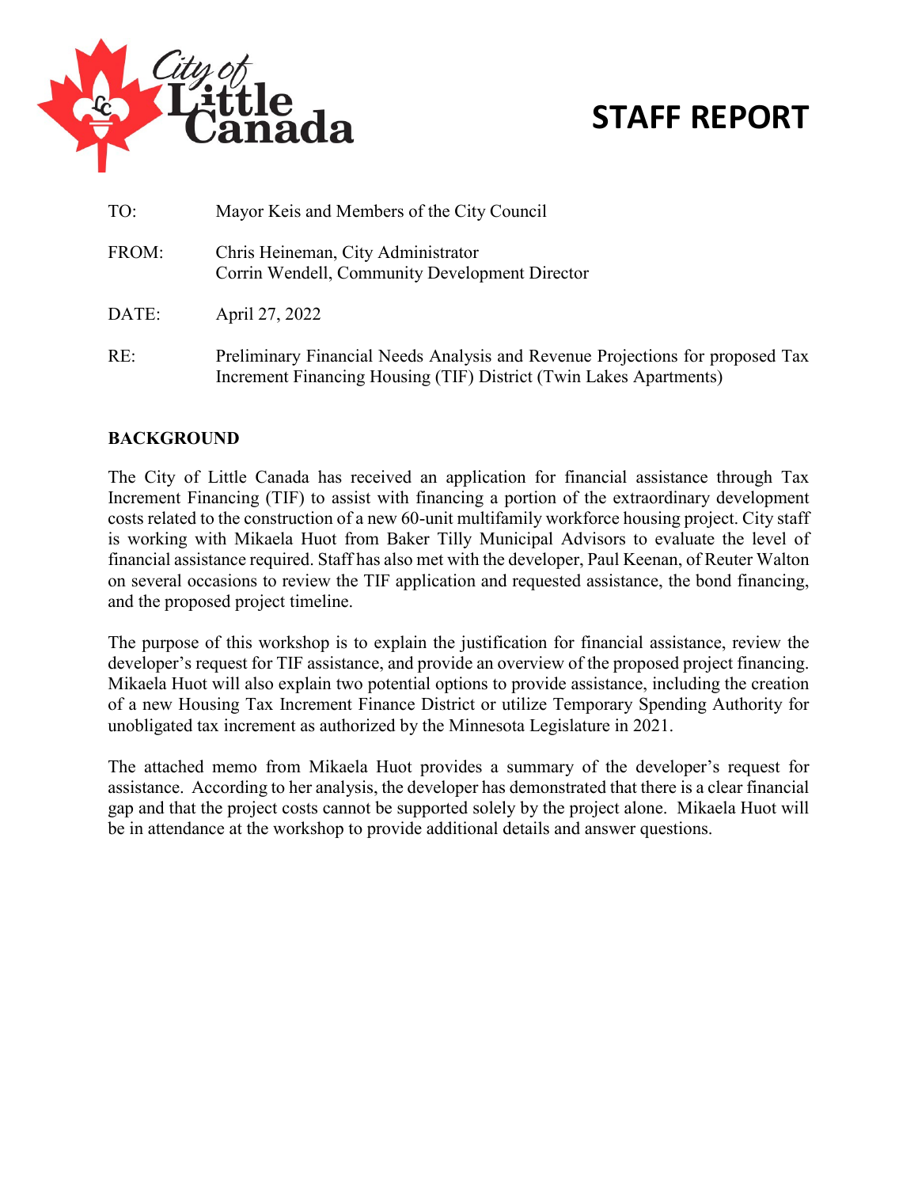# STAFF REPORT

| | |
|---|---|
| TO: | Mayor Keis and Members of the City Council |
| FROM: | Chris Heineman, City Administrator<br>Corrin Wendell, Community Development Director |
| DATE: | April 27, 2022 |
| RE: | Preliminary Financial Needs Analysis and Revenue Projections for proposed Tax Increment Financing Housing (TIF) District (Twin Lakes Apartments) |

**BACKGROUND**

The City of Little Canada has received an application for financial assistance through Tax Increment Financing (TIF) to assist with financing a portion of the extraordinary development costs related to the construction of a new 60-unit multifamily workforce housing project. City staff is working with Mikaela Huot from Baker Tilly Municipal Advisors to evaluate the level of financial assistance required. Staff has also met with the developer, Paul Keenan, of Reuter Walton on several occasions to review the TIF application and requested assistance, the bond financing, and the proposed project timeline.

The purpose of this workshop is to explain the justification for financial assistance, review the developer's request for TIF assistance, and provide an overview of the proposed project financing. Mikaela Huot will also explain two potential options to provide assistance, including the creation of a new Housing Tax Increment Finance District or utilize Temporary Spending Authority for unobligated tax increment as authorized by the Minnesota Legislature in 2021.

The attached memo from Mikaela Huot provides a summary of the developer's request for assistance. According to her analysis, the developer has demonstrated that there is a clear financial gap and that the project costs cannot be supported solely by the project alone. Mikaela Huot will be in attendance at the workshop to provide additional details and answer questions.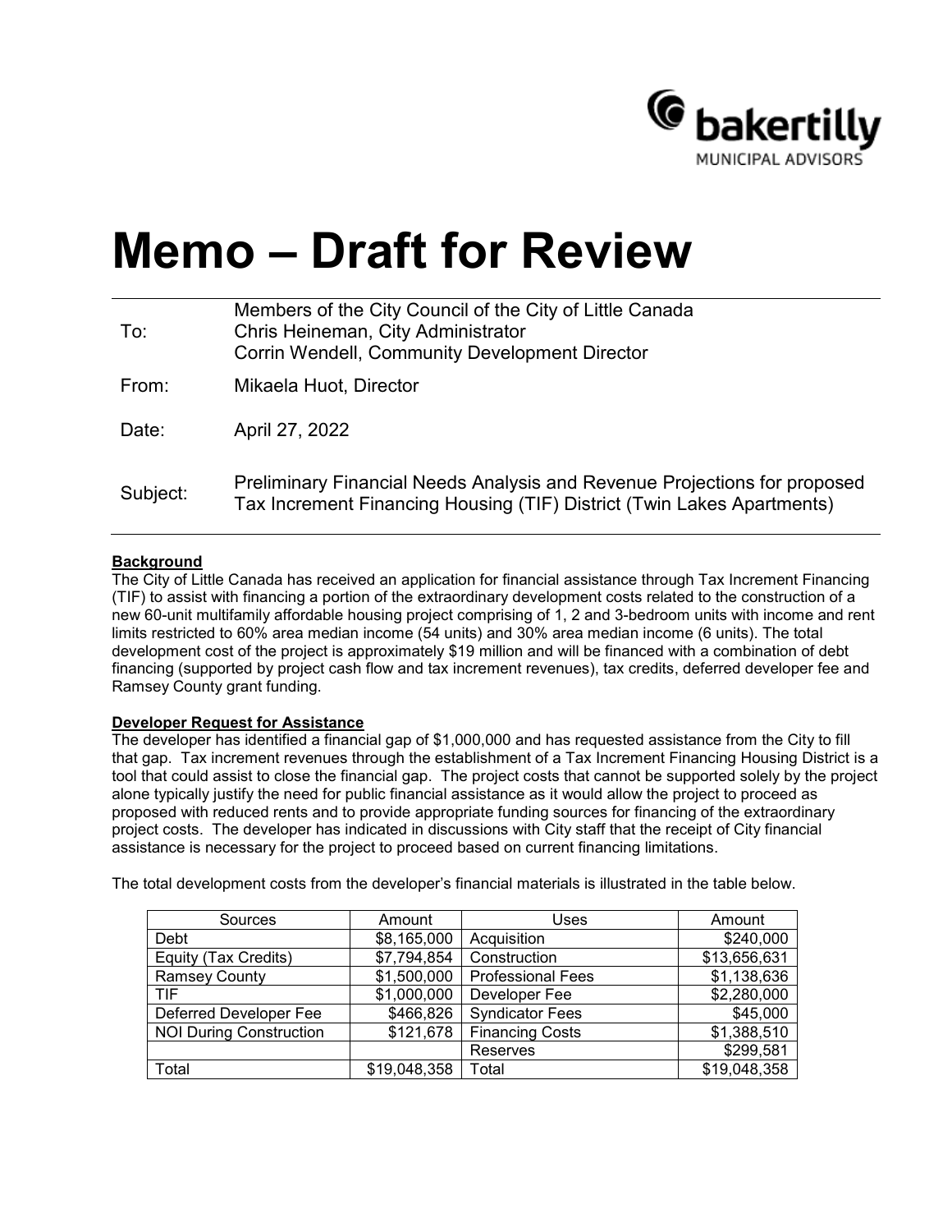# Memo – Draft for Review

| | |
|---|---|
| To: | Members of the City Council of the City of Little Canada<br>Chris Heineman, City Administrator<br>Corrin Wendell, Community Development Director |
| From: | Mikaela Huot, Director |
| Date: | April 27, 2022 |
| Subject: | Preliminary Financial Needs Analysis and Revenue Projections for proposed Tax Increment Financing Housing (TIF) District (Twin Lakes Apartments) |

**Background**

The City of Little Canada has received an application for financial assistance through Tax Increment Financing (TIF) to assist with financing a portion of the extraordinary development costs related to the construction of a new 60-unit multifamily affordable housing project comprising of 1, 2 and 3-bedroom units with income and rent limits restricted to 60% area median income (54 units) and 30% area median income (6 units). The total development cost of the project is approximately $19 million and will be financed with a combination of debt financing (supported by project cash flow and tax increment revenues), tax credits, deferred developer fee and Ramsey County grant funding.

**Developer Request for Assistance**

The developer has identified a financial gap of $1,000,000 and has requested assistance from the City to fill that gap. Tax increment revenues through the establishment of a Tax Increment Financing Housing District is a tool that could assist to close the financial gap. The project costs that cannot be supported solely by the project alone typically justify the need for public financial assistance as it would allow the project to proceed as proposed with reduced rents and to provide appropriate funding sources for financing of the extraordinary project costs. The developer has indicated in discussions with City staff that the receipt of City financial assistance is necessary for the project to proceed based on current financing limitations.

The total development costs from the developer's financial materials is illustrated in the table below.

| Sources | Amount | Uses | Amount |
|---|---:|---|---:|
| Debt | $8,165,000 | Acquisition | $240,000 |
| Equity (Tax Credits) | $7,794,854 | Construction | $13,656,631 |
| Ramsey County | $1,500,000 | Professional Fees | $1,138,636 |
| TIF | $1,000,000 | Developer Fee | $2,280,000 |
| Deferred Developer Fee | $466,826 | Syndicator Fees | $45,000 |
| NOI During Construction | $121,678 | Financing Costs | $1,388,510 |
| | | Reserves | $299,581 |
| Total | $19,048,358 | Total | $19,048,358 |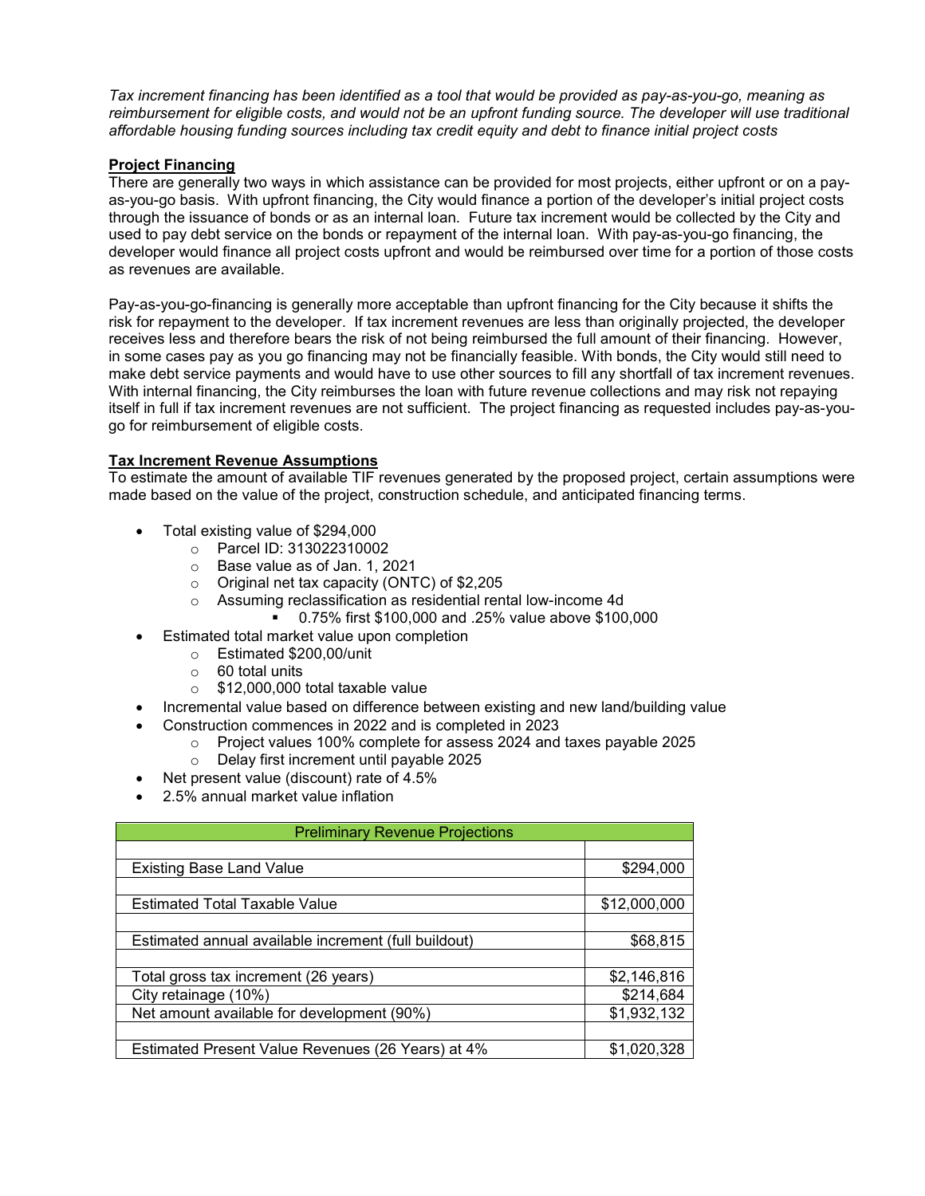*Tax increment financing has been identified as a tool that would be provided as pay-as-you-go, meaning as reimbursement for eligible costs, and would not be an upfront funding source. The developer will use traditional affordable housing funding sources including tax credit equity and debt to finance initial project costs*

**Project Financing**

There are generally two ways in which assistance can be provided for most projects, either upfront or on a pay-as-you-go basis. With upfront financing, the City would finance a portion of the developer's initial project costs through the issuance of bonds or as an internal loan. Future tax increment would be collected by the City and used to pay debt service on the bonds or repayment of the internal loan. With pay-as-you-go financing, the developer would finance all project costs upfront and would be reimbursed over time for a portion of those costs as revenues are available.

Pay-as-you-go-financing is generally more acceptable than upfront financing for the City because it shifts the risk for repayment to the developer. If tax increment revenues are less than originally projected, the developer receives less and therefore bears the risk of not being reimbursed the full amount of their financing. However, in some cases pay as you go financing may not be financially feasible. With bonds, the City would still need to make debt service payments and would have to use other sources to fill any shortfall of tax increment revenues. With internal financing, the City reimburses the loan with future revenue collections and may risk not repaying itself in full if tax increment revenues are not sufficient. The project financing as requested includes pay-as-you-go for reimbursement of eligible costs.

**Tax Increment Revenue Assumptions**

To estimate the amount of available TIF revenues generated by the proposed project, certain assumptions were made based on the value of the project, construction schedule, and anticipated financing terms.

- Total existing value of $294,000
  - Parcel ID: 313022310002
  - Base value as of Jan. 1, 2021
  - Original net tax capacity (ONTC) of $2,205
  - Assuming reclassification as residential rental low-income 4d
    - 0.75% first $100,000 and .25% value above $100,000
- Estimated total market value upon completion
  - Estimated $200,00/unit
  - 60 total units
  - $12,000,000 total taxable value
- Incremental value based on difference between existing and new land/building value
- Construction commences in 2022 and is completed in 2023
  - Project values 100% complete for assess 2024 and taxes payable 2025
  - Delay first increment until payable 2025
- Net present value (discount) rate of 4.5%
- 2.5% annual market value inflation

| Preliminary Revenue Projections | |
|---|---|
| | |
| Existing Base Land Value | $294,000 |
| | |
| Estimated Total Taxable Value | $12,000,000 |
| | |
| Estimated annual available increment (full buildout) | $68,815 |
| | |
| Total gross tax increment (26 years) | $2,146,816 |
| City retainage (10%) | $214,684 |
| Net amount available for development (90%) | $1,932,132 |
| | |
| Estimated Present Value Revenues (26 Years) at 4% | $1,020,328 |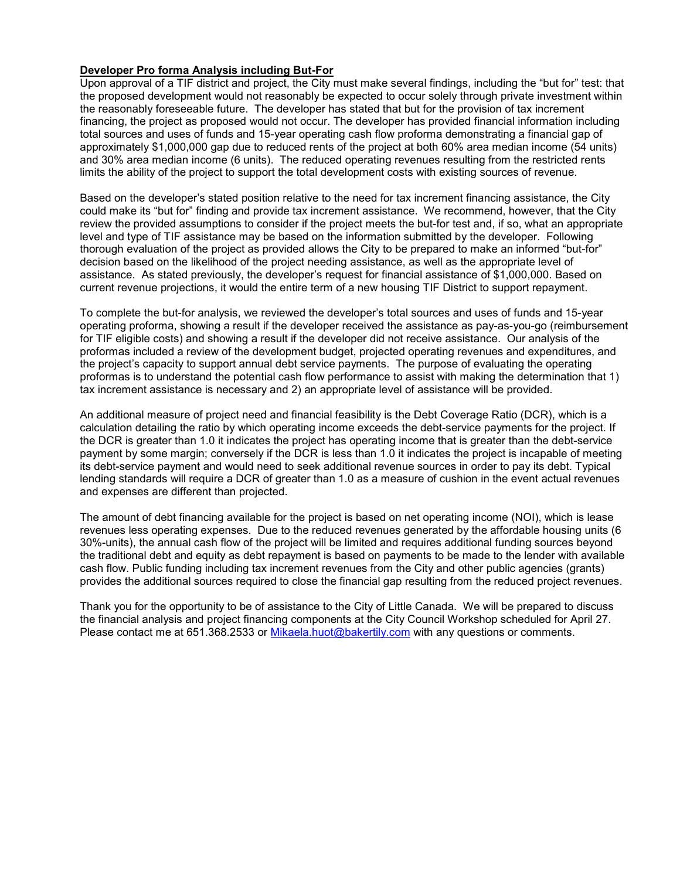**Developer Pro forma Analysis including But-For**

Upon approval of a TIF district and project, the City must make several findings, including the "but for" test: that the proposed development would not reasonably be expected to occur solely through private investment within the reasonably foreseeable future. The developer has stated that but for the provision of tax increment financing, the project as proposed would not occur. The developer has provided financial information including total sources and uses of funds and 15-year operating cash flow proforma demonstrating a financial gap of approximately $1,000,000 gap due to reduced rents of the project at both 60% area median income (54 units) and 30% area median income (6 units). The reduced operating revenues resulting from the restricted rents limits the ability of the project to support the total development costs with existing sources of revenue.

Based on the developer's stated position relative to the need for tax increment financing assistance, the City could make its "but for" finding and provide tax increment assistance. We recommend, however, that the City review the provided assumptions to consider if the project meets the but-for test and, if so, what an appropriate level and type of TIF assistance may be based on the information submitted by the developer. Following thorough evaluation of the project as provided allows the City to be prepared to make an informed "but-for" decision based on the likelihood of the project needing assistance, as well as the appropriate level of assistance. As stated previously, the developer's request for financial assistance of $1,000,000. Based on current revenue projections, it would the entire term of a new housing TIF District to support repayment.

To complete the but-for analysis, we reviewed the developer's total sources and uses of funds and 15-year operating proforma, showing a result if the developer received the assistance as pay-as-you-go (reimbursement for TIF eligible costs) and showing a result if the developer did not receive assistance. Our analysis of the proformas included a review of the development budget, projected operating revenues and expenditures, and the project's capacity to support annual debt service payments. The purpose of evaluating the operating proformas is to understand the potential cash flow performance to assist with making the determination that 1) tax increment assistance is necessary and 2) an appropriate level of assistance will be provided.

An additional measure of project need and financial feasibility is the Debt Coverage Ratio (DCR), which is a calculation detailing the ratio by which operating income exceeds the debt-service payments for the project. If the DCR is greater than 1.0 it indicates the project has operating income that is greater than the debt-service payment by some margin; conversely if the DCR is less than 1.0 it indicates the project is incapable of meeting its debt-service payment and would need to seek additional revenue sources in order to pay its debt. Typical lending standards will require a DCR of greater than 1.0 as a measure of cushion in the event actual revenues and expenses are different than projected.

The amount of debt financing available for the project is based on net operating income (NOI), which is lease revenues less operating expenses. Due to the reduced revenues generated by the affordable housing units (6 30%-units), the annual cash flow of the project will be limited and requires additional funding sources beyond the traditional debt and equity as debt repayment is based on payments to be made to the lender with available cash flow. Public funding including tax increment revenues from the City and other public agencies (grants) provides the additional sources required to close the financial gap resulting from the reduced project revenues.

Thank you for the opportunity to be of assistance to the City of Little Canada. We will be prepared to discuss the financial analysis and project financing components at the City Council Workshop scheduled for April 27. Please contact me at 651.368.2533 or Mikaela.huot@bakertily.com with any questions or comments.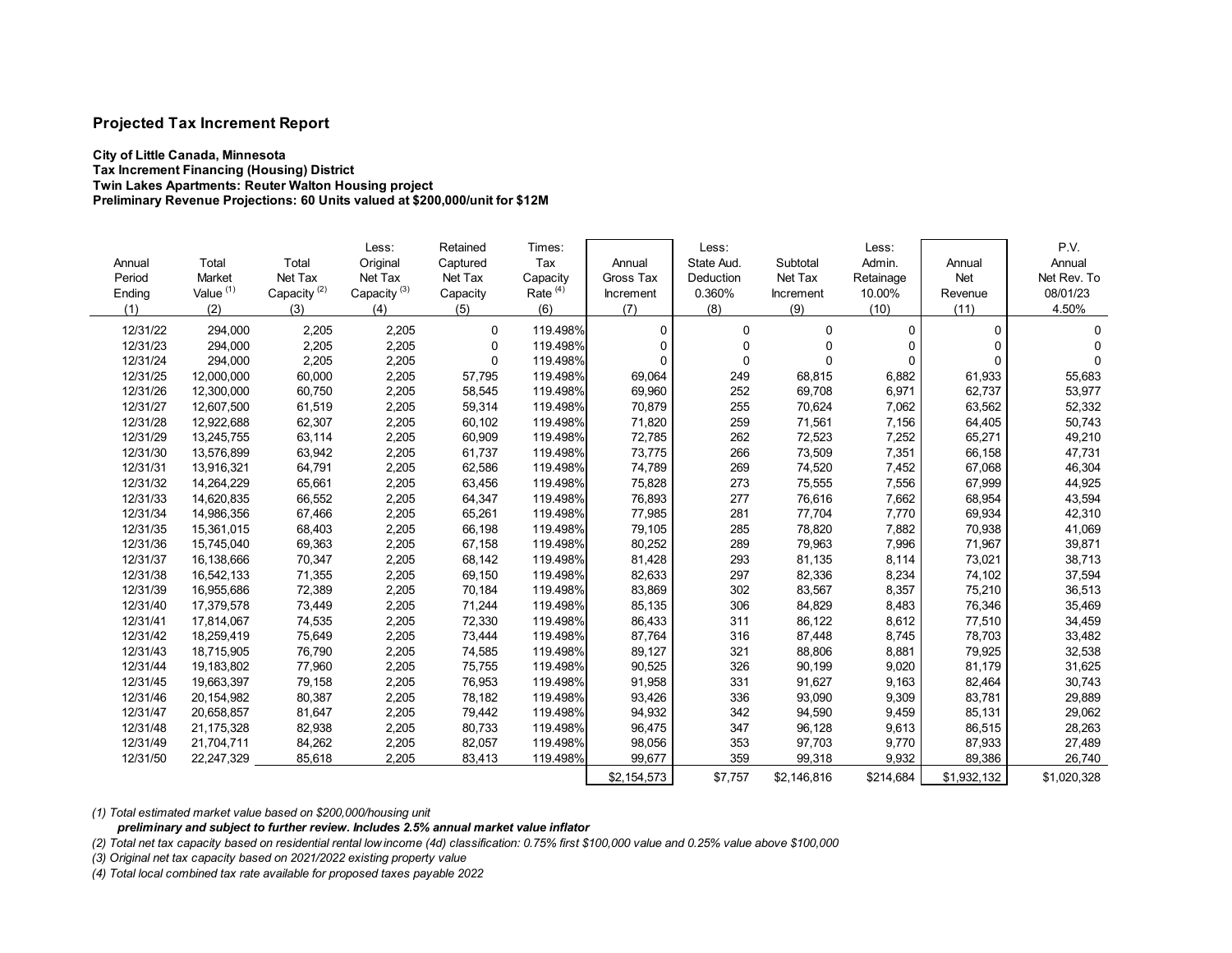## Projected Tax Increment Report

**City of Little Canada, Minnesota**
**Tax Increment Financing (Housing) District**
**Twin Lakes Apartments: Reuter Walton Housing project**
**Preliminary Revenue Projections: 60 Units valued at $200,000/unit for $12M**

| Annual Period Ending (1) | Total Market Value [(1)] (2) | Total Net Tax Capacity [(2)] (3) | Less: Original Net Tax Capacity [(3)] (4) | Retained Captured Net Tax Capacity (5) | Times: Tax Capacity Rate [(4)] (6) | Annual Gross Tax Increment (7) | Less: State Aud. Deduction 0.360% (8) | Subtotal Net Tax Increment (9) | Less: Admin. Retainage 10.00% (10) | Annual Net Revenue (11) | P.V. Annual Net Rev. To 08/01/23 4.50% |
|---|---|---|---|---|---|---|---|---|---|---|---|
| 12/31/22 | 294,000 | 2,205 | 2,205 | 0 | 119.498% | 0 | 0 | 0 | 0 | 0 | 0 |
| 12/31/23 | 294,000 | 2,205 | 2,205 | 0 | 119.498% | 0 | 0 | 0 | 0 | 0 | 0 |
| 12/31/24 | 294,000 | 2,205 | 2,205 | 0 | 119.498% | 0 | 0 | 0 | 0 | 0 | 0 |
| 12/31/25 | 12,000,000 | 60,000 | 2,205 | 57,795 | 119.498% | 69,064 | 249 | 68,815 | 6,882 | 61,933 | 55,683 |
| 12/31/26 | 12,300,000 | 60,750 | 2,205 | 58,545 | 119.498% | 69,960 | 252 | 69,708 | 6,971 | 62,737 | 53,977 |
| 12/31/27 | 12,607,500 | 61,519 | 2,205 | 59,314 | 119.498% | 70,879 | 255 | 70,624 | 7,062 | 63,562 | 52,332 |
| 12/31/28 | 12,922,688 | 62,307 | 2,205 | 60,102 | 119.498% | 71,820 | 259 | 71,561 | 7,156 | 64,405 | 50,743 |
| 12/31/29 | 13,245,755 | 63,114 | 2,205 | 60,909 | 119.498% | 72,785 | 262 | 72,523 | 7,252 | 65,271 | 49,210 |
| 12/31/30 | 13,576,899 | 63,942 | 2,205 | 61,737 | 119.498% | 73,775 | 266 | 73,509 | 7,351 | 66,158 | 47,731 |
| 12/31/31 | 13,916,321 | 64,791 | 2,205 | 62,586 | 119.498% | 74,789 | 269 | 74,520 | 7,452 | 67,068 | 46,304 |
| 12/31/32 | 14,264,229 | 65,661 | 2,205 | 63,456 | 119.498% | 75,828 | 273 | 75,555 | 7,556 | 67,999 | 44,925 |
| 12/31/33 | 14,620,835 | 66,552 | 2,205 | 64,347 | 119.498% | 76,893 | 277 | 76,616 | 7,662 | 68,954 | 43,594 |
| 12/31/34 | 14,986,356 | 67,466 | 2,205 | 65,261 | 119.498% | 77,985 | 281 | 77,704 | 7,770 | 69,934 | 42,310 |
| 12/31/35 | 15,361,015 | 68,403 | 2,205 | 66,198 | 119.498% | 79,105 | 285 | 78,820 | 7,882 | 70,938 | 41,069 |
| 12/31/36 | 15,745,040 | 69,363 | 2,205 | 67,158 | 119.498% | 80,252 | 289 | 79,963 | 7,996 | 71,967 | 39,871 |
| 12/31/37 | 16,138,666 | 70,347 | 2,205 | 68,142 | 119.498% | 81,428 | 293 | 81,135 | 8,114 | 73,021 | 38,713 |
| 12/31/38 | 16,542,133 | 71,355 | 2,205 | 69,150 | 119.498% | 82,633 | 297 | 82,336 | 8,234 | 74,102 | 37,594 |
| 12/31/39 | 16,955,686 | 72,389 | 2,205 | 70,184 | 119.498% | 83,869 | 302 | 83,567 | 8,357 | 75,210 | 36,513 |
| 12/31/40 | 17,379,578 | 73,449 | 2,205 | 71,244 | 119.498% | 85,135 | 306 | 84,829 | 8,483 | 76,346 | 35,469 |
| 12/31/41 | 17,814,067 | 74,535 | 2,205 | 72,330 | 119.498% | 86,433 | 311 | 86,122 | 8,612 | 77,510 | 34,459 |
| 12/31/42 | 18,259,419 | 75,649 | 2,205 | 73,444 | 119.498% | 87,764 | 316 | 87,448 | 8,745 | 78,703 | 33,482 |
| 12/31/43 | 18,715,905 | 76,790 | 2,205 | 74,585 | 119.498% | 89,127 | 321 | 88,806 | 8,881 | 79,925 | 32,538 |
| 12/31/44 | 19,183,802 | 77,960 | 2,205 | 75,755 | 119.498% | 90,525 | 326 | 90,199 | 9,020 | 81,179 | 31,625 |
| 12/31/45 | 19,663,397 | 79,158 | 2,205 | 76,953 | 119.498% | 91,958 | 331 | 91,627 | 9,163 | 82,464 | 30,743 |
| 12/31/46 | 20,154,982 | 80,387 | 2,205 | 78,182 | 119.498% | 93,426 | 336 | 93,090 | 9,309 | 83,781 | 29,889 |
| 12/31/47 | 20,658,857 | 81,647 | 2,205 | 79,442 | 119.498% | 94,932 | 342 | 94,590 | 9,459 | 85,131 | 29,062 |
| 12/31/48 | 21,175,328 | 82,938 | 2,205 | 80,733 | 119.498% | 96,475 | 347 | 96,128 | 9,613 | 86,515 | 28,263 |
| 12/31/49 | 21,704,711 | 84,262 | 2,205 | 82,057 | 119.498% | 98,056 | 353 | 97,703 | 9,770 | 87,933 | 27,489 |
| 12/31/50 | 22,247,329 | 85,618 | 2,205 | 83,413 | 119.498% | 99,677 | 359 | 99,318 | 9,932 | 89,386 | 26,740 |
| | | | | | | $2,154,573 | $7,757 | $2,146,816 | $214,684 | $1,932,132 | $1,020,328 |

*(1) Total estimated market value based on $200,000/housing unit*
***preliminary and subject to further review. Includes 2.5% annual market value inflator***
*(2) Total net tax capacity based on residential rental low income (4d) classification: 0.75% first $100,000 value and 0.25% value above $100,000*
*(3) Original net tax capacity based on 2021/2022 existing property value*
*(4) Total local combined tax rate available for proposed taxes payable 2022*